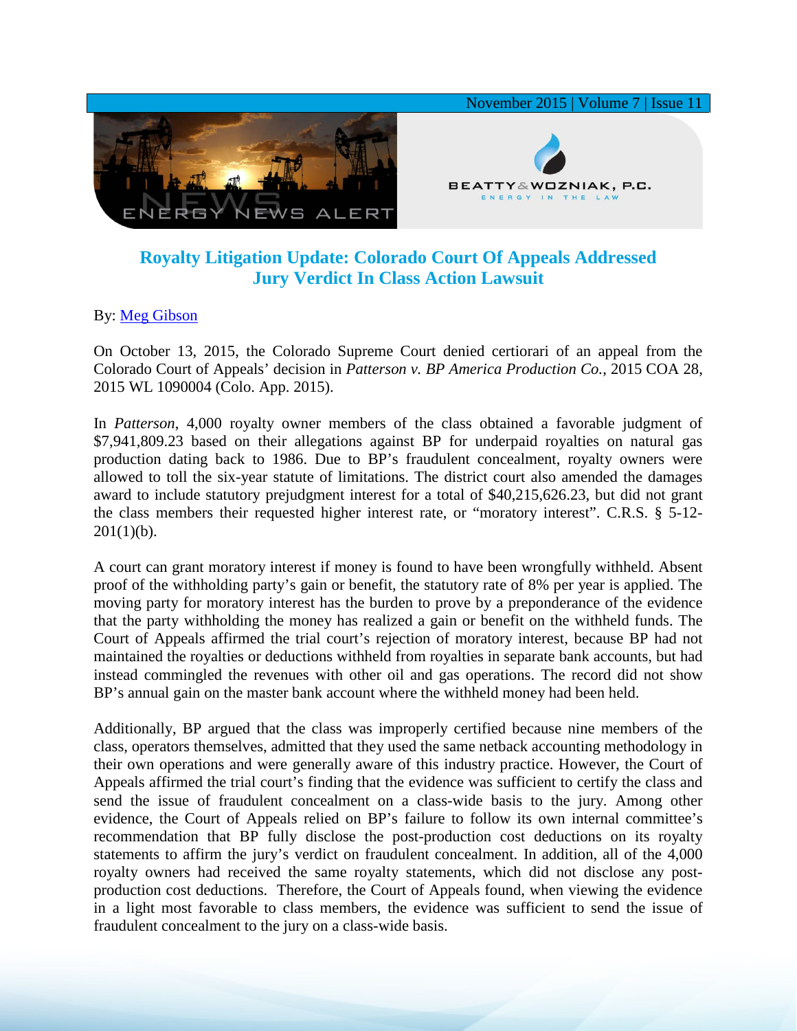# Royalty Litigation Update: Colorado Court Of Appeals Addressed Jury Verdict In Class Action Lawsuit

By: Meg Gibson

On October 13, 2015, the Colorado Supreme Court denied certiorari of an appeal from the Colorado Court of Appeals' decision in *Patterson v. BP America Production Co.*, 2015 COA 28, 2015 WL 1090004 (Colo. App. 2015).

In *Patterson*, 4,000 royalty owner members of the class obtained a favorable judgment of $7,941,809.23 based on their allegations against BP for underpaid royalties on natural gas production dating back to 1986. Due to BP's fraudulent concealment, royalty owners were allowed to toll the six-year statute of limitations. The district court also amended the damages award to include statutory prejudgment interest for a total of $40,215,626.23, but did not grant the class members their requested higher interest rate, or "moratory interest". C.R.S. § 5-12-201(1)(b).

A court can grant moratory interest if money is found to have been wrongfully withheld. Absent proof of the withholding party's gain or benefit, the statutory rate of 8% per year is applied. The moving party for moratory interest has the burden to prove by a preponderance of the evidence that the party withholding the money has realized a gain or benefit on the withheld funds. The Court of Appeals affirmed the trial court's rejection of moratory interest, because BP had not maintained the royalties or deductions withheld from royalties in separate bank accounts, but had instead commingled the revenues with other oil and gas operations. The record did not show BP's annual gain on the master bank account where the withheld money had been held.

Additionally, BP argued that the class was improperly certified because nine members of the class, operators themselves, admitted that they used the same netback accounting methodology in their own operations and were generally aware of this industry practice. However, the Court of Appeals affirmed the trial court's finding that the evidence was sufficient to certify the class and send the issue of fraudulent concealment on a class-wide basis to the jury. Among other evidence, the Court of Appeals relied on BP's failure to follow its own internal committee's recommendation that BP fully disclose the post-production cost deductions on its royalty statements to affirm the jury's verdict on fraudulent concealment. In addition, all of the 4,000 royalty owners had received the same royalty statements, which did not disclose any post-production cost deductions. Therefore, the Court of Appeals found, when viewing the evidence in a light most favorable to class members, the evidence was sufficient to send the issue of fraudulent concealment to the jury on a class-wide basis.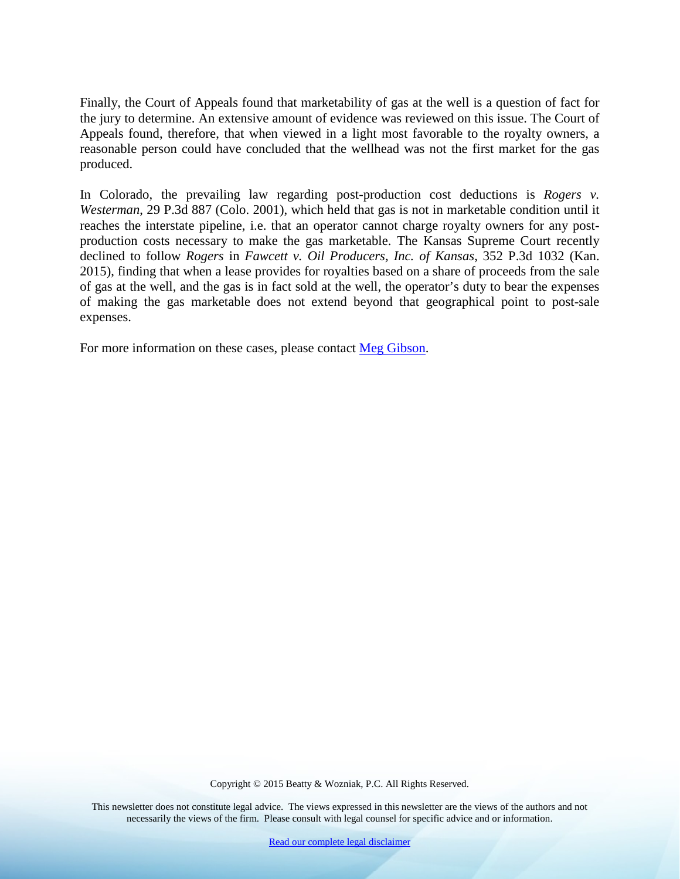Finally, the Court of Appeals found that marketability of gas at the well is a question of fact for the jury to determine. An extensive amount of evidence was reviewed on this issue. The Court of Appeals found, therefore, that when viewed in a light most favorable to the royalty owners, a reasonable person could have concluded that the wellhead was not the first market for the gas produced.

In Colorado, the prevailing law regarding post-production cost deductions is *Rogers v. Westerman*, 29 P.3d 887 (Colo. 2001), which held that gas is not in marketable condition until it reaches the interstate pipeline, i.e. that an operator cannot charge royalty owners for any post-production costs necessary to make the gas marketable. The Kansas Supreme Court recently declined to follow *Rogers* in *Fawcett v. Oil Producers, Inc. of Kansas*, 352 P.3d 1032 (Kan. 2015), finding that when a lease provides for royalties based on a share of proceeds from the sale of gas at the well, and the gas is in fact sold at the well, the operator's duty to bear the expenses of making the gas marketable does not extend beyond that geographical point to post-sale expenses.

For more information on these cases, please contact [Meg Gibson](#).

Copyright © 2015 Beatty & Wozniak, P.C. All Rights Reserved.

This newsletter does not constitute legal advice. The views expressed in this newsletter are the views of the authors and not necessarily the views of the firm. Please consult with legal counsel for specific advice and or information.

[Read our complete legal disclaimer](#)